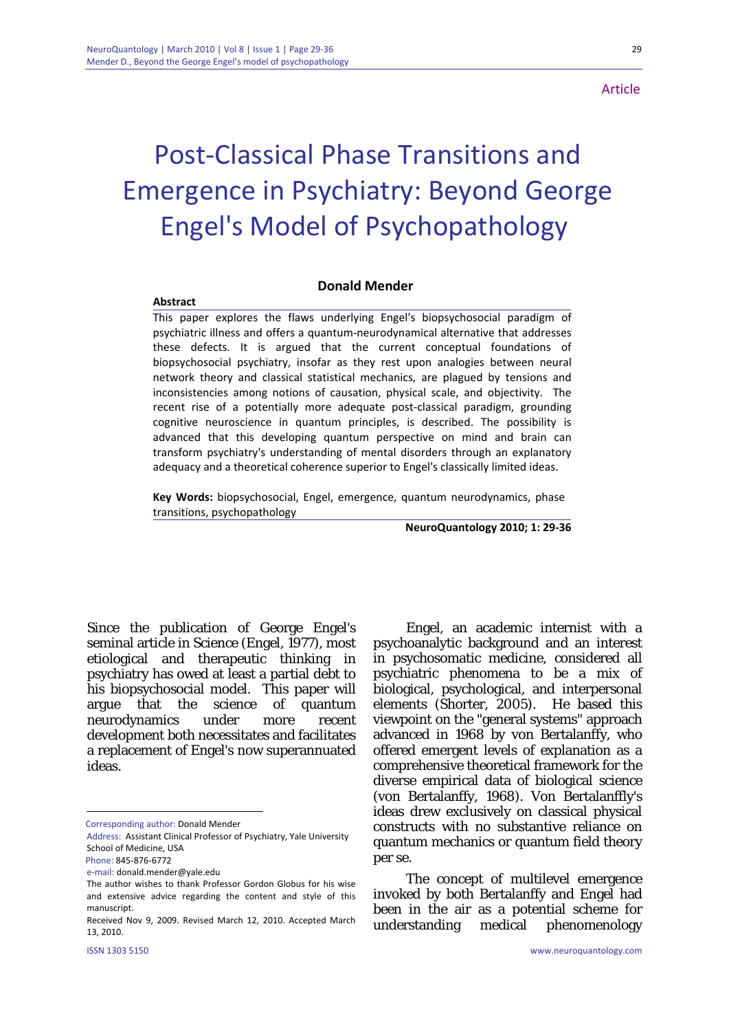Article

# Post-Classical Phase Transitions and Emergence in Psychiatry: Beyond George Engel's Model of Psychopathology

**Donald Mender**

**Abstract**

This paper explores the flaws underlying Engel's biopsychosocial paradigm of psychiatric illness and offers a quantum-neurodynamical alternative that addresses these defects. It is argued that the current conceptual foundations of biopsychosocial psychiatry, insofar as they rest upon analogies between neural network theory and classical statistical mechanics, are plagued by tensions and inconsistencies among notions of causation, physical scale, and objectivity. The recent rise of a potentially more adequate post-classical paradigm, grounding cognitive neuroscience in quantum principles, is described. The possibility is advanced that this developing quantum perspective on mind and brain can transform psychiatry's understanding of mental disorders through an explanatory adequacy and a theoretical coherence superior to Engel's classically limited ideas.

**Key Words:** biopsychosocial, Engel, emergence, quantum neurodynamics, phase transitions, psychopathology

**NeuroQuantology 2010; 1: 29-36**

Since the publication of George Engel's seminal article in Science (Engel, 1977), most etiological and therapeutic thinking in psychiatry has owed at least a partial debt to his biopsychosocial model. This paper will argue that the science of quantum neurodynamics under more recent development both necessitates and facilitates a replacement of Engel's now superannuated ideas.

Engel, an academic internist with a psychoanalytic background and an interest in psychosomatic medicine, considered all psychiatric phenomena to be a mix of biological, psychological, and interpersonal elements (Shorter, 2005). He based this viewpoint on the "general systems" approach advanced in 1968 by von Bertalanffy, who offered emergent levels of explanation as a comprehensive theoretical framework for the diverse empirical data of biological science (von Bertalanffy, 1968). Von Bertalanffly's ideas drew exclusively on classical physical constructs with no substantive reliance on quantum mechanics or quantum field theory per se.

The concept of multilevel emergence invoked by both Bertalanffy and Engel had been in the air as a potential scheme for understanding medical phenomenology

---

Corresponding author: Donald Mender

Address: Assistant Clinical Professor of Psychiatry, Yale University School of Medicine, USA

Phone: 845-876-6772

e-mail: donald.mender@yale.edu

The author wishes to thank Professor Gordon Globus for his wise and extensive advice regarding the content and style of this manuscript.

Received Nov 9, 2009. Revised March 12, 2010. Accepted March 13, 2010.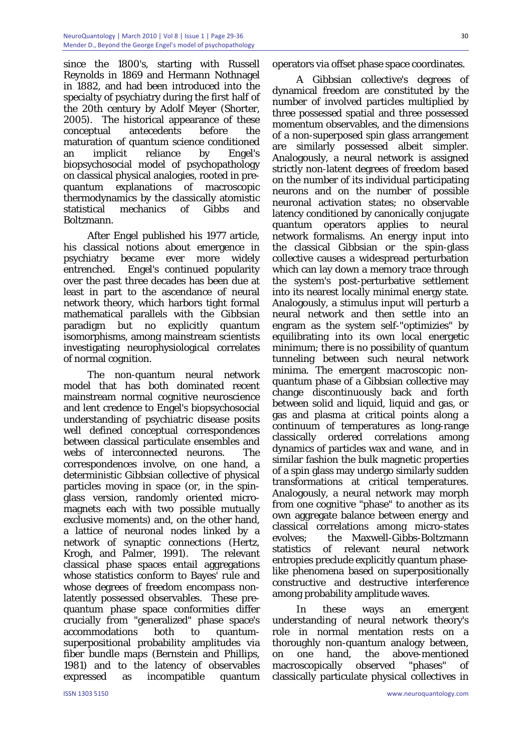since the 1800's, starting with Russell Reynolds in 1869 and Hermann Nothnagel in 1882, and had been introduced into the specialty of psychiatry during the first half of the 20th century by Adolf Meyer (Shorter, 2005). The historical appearance of these conceptual antecedents before the maturation of quantum science conditioned an implicit reliance by Engel's biopsychosocial model of psychopathology on classical physical analogies, rooted in pre-quantum explanations of macroscopic thermodynamics by the classically atomistic statistical mechanics of Gibbs and Boltzmann.

After Engel published his 1977 article, his classical notions about emergence in psychiatry became ever more widely entrenched. Engel's continued popularity over the past three decades has been due at least in part to the ascendance of neural network theory, which harbors tight formal mathematical parallels with the Gibbsian paradigm but no explicitly quantum isomorphisms, among mainstream scientists investigating neurophysiological correlates of normal cognition.

The non-quantum neural network model that has both dominated recent mainstream normal cognitive neuroscience and lent credence to Engel's biopsychosocial understanding of psychiatric disease posits well defined conceptual correspondences between classical particulate ensembles and webs of interconnected neurons. The correspondences involve, on one hand, a deterministic Gibbsian collective of physical particles moving in space (or, in the spin-glass version, randomly oriented micro-magnets each with two possible mutually exclusive moments) and, on the other hand, a lattice of neuronal nodes linked by a network of synaptic connections (Hertz, Krogh, and Palmer, 1991). The relevant classical phase spaces entail aggregations whose statistics conform to Bayes' rule and whose degrees of freedom encompass non-latently possessed observables. These pre-quantum phase space conformities differ crucially from "generalized" phase space's accommodations both to quantum-superpositional probability amplitudes via fiber bundle maps (Bernstein and Phillips, 1981) and to the latency of observables expressed as incompatible quantum operators via offset phase space coordinates.

A Gibbsian collective's degrees of dynamical freedom are constituted by the number of involved particles multiplied by three possessed spatial and three possessed momentum observables, and the dimensions of a non-superposed spin glass arrangement are similarly possessed albeit simpler. Analogously, a neural network is assigned strictly non-latent degrees of freedom based on the number of its individual participating neurons and on the number of possible neuronal activation states; no observable latency conditioned by canonically conjugate quantum operators applies to neural network formalisms. An energy input into the classical Gibbsian or the spin-glass collective causes a widespread perturbation which can lay down a memory trace through the system's post-perturbative settlement into its nearest locally minimal energy state. Analogously, a stimulus input will perturb a neural network and then settle into an engram as the system self-"optimizies" by equilibrating into its own local energetic minimum; there is no possibility of quantum tunneling between such neural network minima. The emergent macroscopic non-quantum phase of a Gibbsian collective may change discontinuously back and forth between solid and liquid, liquid and gas, or gas and plasma at critical points along a continuum of temperatures as long-range classically ordered correlations among dynamics of particles wax and wane, and in similar fashion the bulk magnetic properties of a spin glass may undergo similarly sudden transformations at critical temperatures. Analogously, a neural network may morph from one cognitive "phase" to another as its own aggregate balance between energy and classical correlations among micro-states evolves; the Maxwell-Gibbs-Boltzmann statistics of relevant neural network entropies preclude explicitly quantum phase-like phenomena based on superpositionally constructive and destructive interference among probability amplitude waves.

In these ways an emergent understanding of neural network theory's role in normal mentation rests on a thoroughly non-quantum analogy between, on one hand, the above-mentioned macroscopically observed "phases" of classically particulate physical collectives in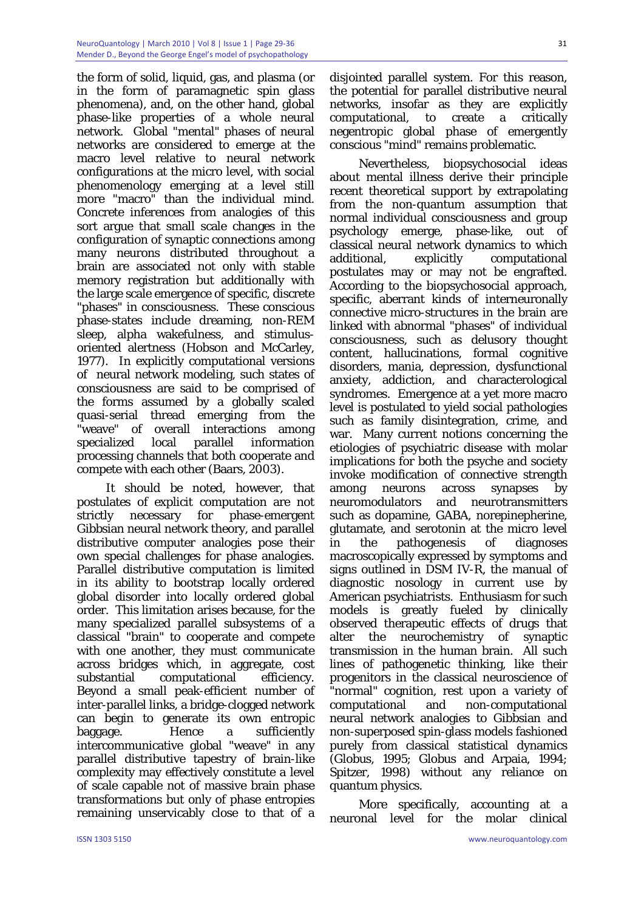the form of solid, liquid, gas, and plasma (or in the form of paramagnetic spin glass phenomena), and, on the other hand, global phase-like properties of a whole neural network. Global "mental" phases of neural networks are considered to emerge at the macro level relative to neural network configurations at the micro level, with social phenomenology emerging at a level still more "macro" than the individual mind. Concrete inferences from analogies of this sort argue that small scale changes in the configuration of synaptic connections among many neurons distributed throughout a brain are associated not only with stable memory registration but additionally with the large scale emergence of specific, discrete "phases" in consciousness. These conscious phase-states include dreaming, non-REM sleep, alpha wakefulness, and stimulus-oriented alertness (Hobson and McCarley, 1977). In explicitly computational versions of neural network modeling, such states of consciousness are said to be comprised of the forms assumed by a globally scaled quasi-serial thread emerging from the "weave" of overall interactions among specialized local parallel information processing channels that both cooperate and compete with each other (Baars, 2003).

It should be noted, however, that postulates of explicit computation are not strictly necessary for phase-emergent Gibbsian neural network theory, and parallel distributive computer analogies pose their own special challenges for phase analogies. Parallel distributive computation is limited in its ability to bootstrap locally ordered global disorder into locally ordered global order. This limitation arises because, for the many specialized parallel subsystems of a classical "brain" to cooperate and compete with one another, they must communicate across bridges which, in aggregate, cost substantial computational efficiency. Beyond a small peak-efficient number of inter-parallel links, a bridge-clogged network can begin to generate its own entropic baggage. Hence a sufficiently intercommunicative global "weave" in any parallel distributive tapestry of brain-like complexity may effectively constitute a level of scale capable not of massive brain phase transformations but only of phase entropies remaining unservicably close to that of a disjointed parallel system. For this reason, the potential for parallel distributive neural networks, insofar as they are explicitly computational, to create a critically negentropic global phase of emergently conscious "mind" remains problematic.

Nevertheless, biopsychosocial ideas about mental illness derive their principle recent theoretical support by extrapolating from the non-quantum assumption that normal individual consciousness and group psychology emerge, phase-like, out of classical neural network dynamics to which additional, explicitly computational postulates may or may not be engrafted. According to the biopsychosocial approach, specific, aberrant kinds of interneuronally connective micro-structures in the brain are linked with abnormal "phases" of individual consciousness, such as delusory thought content, hallucinations, formal cognitive disorders, mania, depression, dysfunctional anxiety, addiction, and characterological syndromes. Emergence at a yet more macro level is postulated to yield social pathologies such as family disintegration, crime, and war. Many current notions concerning the etiologies of psychiatric disease with molar implications for both the psyche and society invoke modification of connective strength among neurons across synapses by neuromodulators and neurotransmitters such as dopamine, GABA, norepinepherine, glutamate, and serotonin at the micro level in the pathogenesis of diagnoses macroscopically expressed by symptoms and signs outlined in DSM IV-R, the manual of diagnostic nosology in current use by American psychiatrists. Enthusiasm for such models is greatly fueled by clinically observed therapeutic effects of drugs that alter the neurochemistry of synaptic transmission in the human brain. All such lines of pathogenetic thinking, like their progenitors in the classical neuroscience of "normal" cognition, rest upon a variety of computational and non-computational neural network analogies to Gibbsian and non-superposed spin-glass models fashioned purely from classical statistical dynamics (Globus, 1995; Globus and Arpaia, 1994; Spitzer, 1998) without any reliance on quantum physics.

More specifically, accounting at a neuronal level for the molar clinical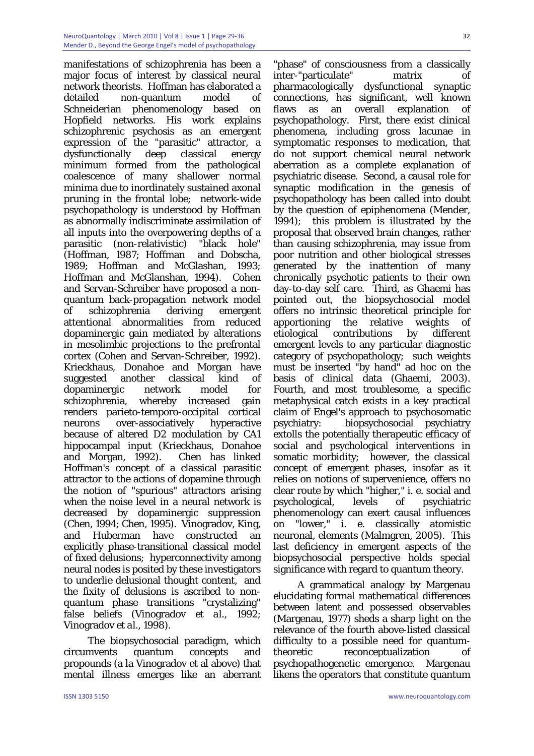manifestations of schizophrenia has been a major focus of interest by classical neural network theorists. Hoffman has elaborated a detailed non-quantum model of Schneiderian phenomenology based on Hopfield networks. His work explains schizophrenic psychosis as an emergent expression of the "parasitic" attractor, a dysfunctionally deep classical energy minimum formed from the pathological coalescence of many shallower normal minima due to inordinately sustained axonal pruning in the frontal lobe; network-wide psychopathology is understood by Hoffman as abnormally indiscriminate assimilation of all inputs into the overpowering depths of a parasitic (non-relativistic) "black hole" (Hoffman, 1987; Hoffman and Dobscha, 1989; Hoffman and McGlashan, 1993; Hoffman and McGlanshan, 1994). Cohen and Servan-Schreiber have proposed a non-quantum back-propagation network model of schizophrenia deriving emergent attentional abnormalities from reduced dopaminergic gain mediated by alterations in mesolimbic projections to the prefrontal cortex (Cohen and Servan-Schreiber, 1992). Krieckhaus, Donahoe and Morgan have suggested another classical kind of dopaminergic network model for schizophrenia, whereby increased gain renders parieto-temporo-occipital cortical neurons over-associatively hyperactive because of altered D2 modulation by CA1 hippocampal input (Krieckhaus, Donahoe and Morgan, 1992). Chen has linked Hoffman's concept of a classical parasitic attractor to the actions of dopamine through the notion of "spurious" attractors arising when the noise level in a neural network is decreased by dopaminergic suppression (Chen, 1994; Chen, 1995). Vinogradov, King, and Huberman have constructed an explicitly phase-transitional classical model of fixed delusions; hyperconnectivity among neural nodes is posited by these investigators to underlie delusional thought content, and the fixity of delusions is ascribed to non-quantum phase transitions "crystalizing" false beliefs (Vinogradov *et al.*, 1992; Vinogradov *et al.*, 1998).

The biopsychosocial paradigm, which circumvents quantum concepts and propounds (a la Vinogradov et al above) that mental illness emerges like an aberrant "phase" of consciousness from a classically inter-"particulate" matrix of pharmacologically dysfunctional synaptic connections, has significant, well known flaws as an overall explanation of psychopathology. First, there exist clinical phenomena, including gross lacunae in symptomatic responses to medication, that do not support chemical neural network aberration as a complete explanation of psychiatric disease. Second, a causal role for synaptic modification in the genesis of psychopathology has been called into doubt by the question of epiphenomena (Mender, 1994); this problem is illustrated by the proposal that observed brain changes, rather than causing schizophrenia, may issue from poor nutrition and other biological stresses generated by the inattention of many chronically psychotic patients to their own day-to-day self care. Third, as Ghaemi has pointed out, the biopsychosocial model offers no intrinsic theoretical principle for apportioning the relative weights of etiological contributions by different emergent levels to any particular diagnostic category of psychopathology; such weights must be inserted "by hand" ad hoc on the basis of clinical data (Ghaemi, 2003). Fourth, and most troublesome, a specific metaphysical catch exists in a key practical claim of Engel's approach to psychosomatic psychiatry: biopsychosocial psychiatry extolls the potentially therapeutic efficacy of social and psychological interventions in somatic morbidity; however, the classical concept of emergent phases, insofar as it relies on notions of supervenience, offers no clear route by which "higher," i. e. social and psychological, levels of psychiatric phenomenology can exert causal influences on "lower," i. e. classically atomistic neuronal, elements (Malmgren, 2005). This last deficiency in emergent aspects of the biopsychosocial perspective holds special significance with regard to quantum theory.

A grammatical analogy by Margenau elucidating formal mathematical differences between latent and possessed observables (Margenau, 1977) sheds a sharp light on the relevance of the fourth above-listed classical difficulty to a possible need for quantum-theoretic reconceptualization of psychopathogenetic emergence. Margenau likens the operators that constitute quantum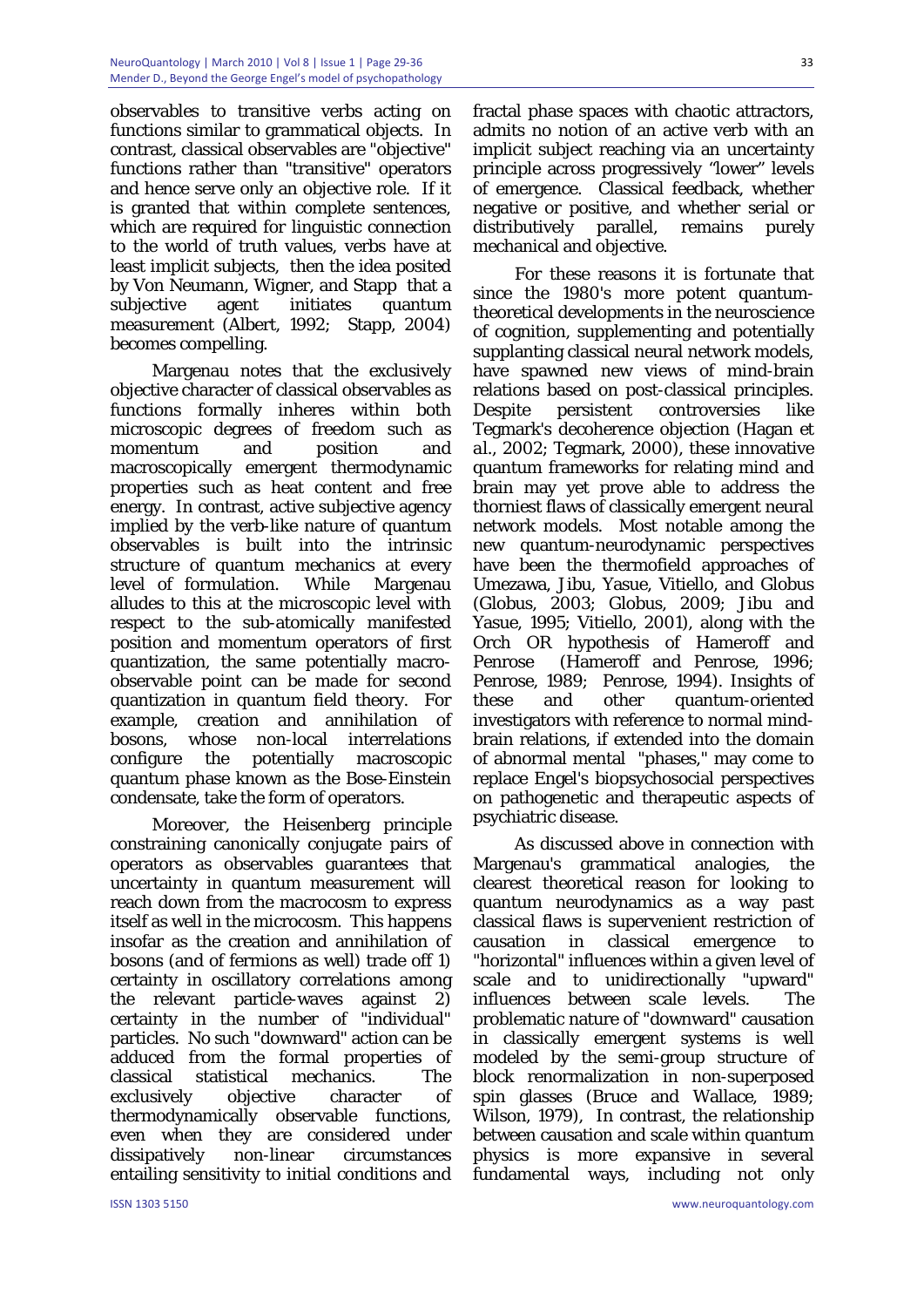observables to transitive verbs acting on functions similar to grammatical objects. In contrast, classical observables are "objective" functions rather than "transitive" operators and hence serve only an objective role. If it is granted that within complete sentences, which are required for linguistic connection to the world of truth values, verbs have at least implicit subjects, then the idea posited by Von Neumann, Wigner, and Stapp that a subjective agent initiates quantum measurement (Albert, 1992; Stapp, 2004) becomes compelling.

Margenau notes that the exclusively objective character of classical observables as functions formally inheres within both microscopic degrees of freedom such as momentum and position and macroscopically emergent thermodynamic properties such as heat content and free energy. In contrast, active subjective agency implied by the verb-like nature of quantum observables is built into the intrinsic structure of quantum mechanics at every level of formulation. While Margenau alludes to this at the microscopic level with respect to the sub-atomically manifested position and momentum operators of first quantization, the same potentially macro-observable point can be made for second quantization in quantum field theory. For example, creation and annihilation of bosons, whose non-local interrelations configure the potentially macroscopic quantum phase known as the Bose-Einstein condensate, take the form of operators.

Moreover, the Heisenberg principle constraining canonically conjugate pairs of operators as observables guarantees that uncertainty in quantum measurement will reach down from the macrocosm to express itself as well in the microcosm. This happens insofar as the creation and annihilation of bosons (and of fermions as well) trade off 1) certainty in oscillatory correlations among the relevant particle-waves against 2) certainty in the number of "individual" particles. No such "downward" action can be adduced from the formal properties of classical statistical mechanics. The exclusively objective character of thermodynamically observable functions, even when they are considered under dissipatively non-linear circumstances entailing sensitivity to initial conditions and fractal phase spaces with chaotic attractors, admits no notion of an active verb with an implicit subject reaching via an uncertainty principle across progressively "lower" levels of emergence. Classical feedback, whether negative or positive, and whether serial or distributively parallel, remains purely mechanical and objective.

For these reasons it is fortunate that since the 1980's more potent quantum-theoretical developments in the neuroscience of cognition, supplementing and potentially supplanting classical neural network models, have spawned new views of mind-brain relations based on post-classical principles. Despite persistent controversies like Tegmark's decoherence objection (Hagan et al., 2002; Tegmark, 2000), these innovative quantum frameworks for relating mind and brain may yet prove able to address the thorniest flaws of classically emergent neural network models. Most notable among the new quantum-neurodynamic perspectives have been the thermofield approaches of Umezawa, Jibu, Yasue, Vitiello, and Globus (Globus, 2003; Globus, 2009; Jibu and Yasue, 1995; Vitiello, 2001), along with the Orch OR hypothesis of Hameroff and Penrose (Hameroff and Penrose, 1996; Penrose, 1989; Penrose, 1994). Insights of these and other quantum-oriented investigators with reference to normal mind-brain relations, if extended into the domain of abnormal mental "phases," may come to replace Engel's biopsychosocial perspectives on pathogenetic and therapeutic aspects of psychiatric disease.

As discussed above in connection with Margenau's grammatical analogies, the clearest theoretical reason for looking to quantum neurodynamics as a way past classical flaws is supervenient restriction of causation in classical emergence to "horizontal" influences within a given level of scale and to unidirectionally "upward" influences between scale levels. The problematic nature of "downward" causation in classically emergent systems is well modeled by the semi-group structure of block renormalization in non-superposed spin glasses (Bruce and Wallace, 1989; Wilson, 1979), In contrast, the relationship between causation and scale within quantum physics is more expansive in several fundamental ways, including not only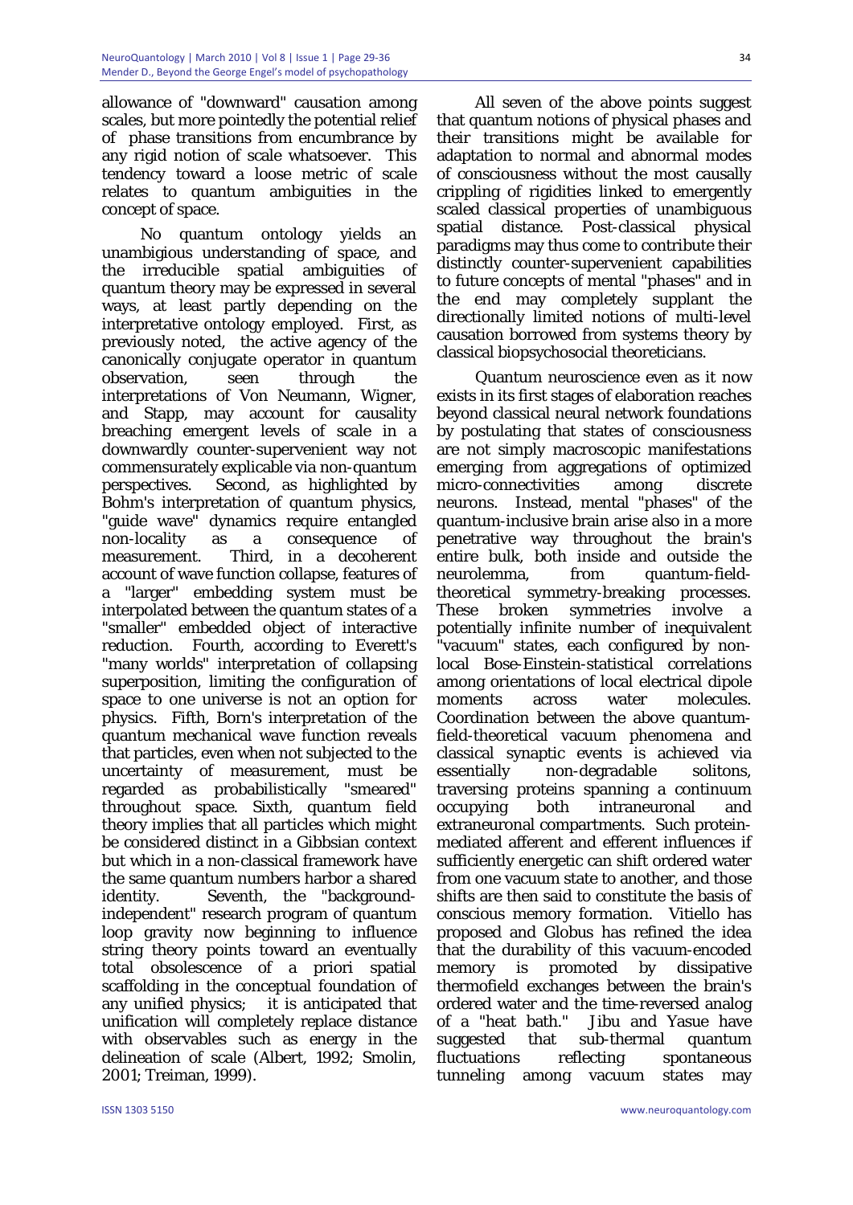allowance of "downward" causation among scales, but more pointedly the potential relief of phase transitions from encumbrance by any rigid notion of scale whatsoever. This tendency toward a loose metric of scale relates to quantum ambiguities in the concept of space.

No quantum ontology yields an unambigious understanding of space, and the irreducible spatial ambiguities of quantum theory may be expressed in several ways, at least partly depending on the interpretative ontology employed. First, as previously noted, the active agency of the canonically conjugate operator in quantum observation, seen through the interpretations of Von Neumann, Wigner, and Stapp, may account for causality breaching emergent levels of scale in a downwardly counter-supervenient way not commensurately explicable via non-quantum perspectives. Second, as highlighted by Bohm's interpretation of quantum physics, "guide wave" dynamics require entangled non-locality as a consequence of measurement. Third, in a decoherent account of wave function collapse, features of a "larger" embedding system must be interpolated between the quantum states of a "smaller" embedded object of interactive reduction. Fourth, according to Everett's "many worlds" interpretation of collapsing superposition, limiting the configuration of space to one universe is not an option for physics. Fifth, Born's interpretation of the quantum mechanical wave function reveals that particles, even when not subjected to the uncertainty of measurement, must be regarded as probabilistically "smeared" throughout space. Sixth, quantum field theory implies that all particles which might be considered distinct in a Gibbsian context but which in a non-classical framework have the same quantum numbers harbor a shared identity. Seventh, the "background-independent" research program of quantum loop gravity now beginning to influence string theory points toward an eventually total obsolescence of a priori spatial scaffolding in the conceptual foundation of any unified physics; it is anticipated that unification will completely replace distance with observables such as energy in the delineation of scale (Albert, 1992; Smolin, 2001; Treiman, 1999).

All seven of the above points suggest that quantum notions of physical phases and their transitions might be available for adaptation to normal and abnormal modes of consciousness without the most causally crippling of rigidities linked to emergently scaled classical properties of unambiguous spatial distance. Post-classical physical paradigms may thus come to contribute their distinctly counter-supervenient capabilities to future concepts of mental "phases" and in the end may completely supplant the directionally limited notions of multi-level causation borrowed from systems theory by classical biopsychosocial theoreticians.

Quantum neuroscience even as it now exists in its first stages of elaboration reaches beyond classical neural network foundations by postulating that states of consciousness are not simply macroscopic manifestations emerging from aggregations of optimized micro-connectivities among discrete neurons. Instead, mental "phases" of the quantum-inclusive brain arise also in a more penetrative way throughout the brain's entire bulk, both inside and outside the neurolemma, from quantum-field-theoretical symmetry-breaking processes. These broken symmetries involve a potentially infinite number of inequivalent "vacuum" states, each configured by non-local Bose-Einstein-statistical correlations among orientations of local electrical dipole moments across water molecules. Coordination between the above quantum-field-theoretical vacuum phenomena and classical synaptic events is achieved via essentially non-degradable solitons, traversing proteins spanning a continuum occupying both intraneuronal and extraneuronal compartments. Such protein-mediated afferent and efferent influences if sufficiently energetic can shift ordered water from one vacuum state to another, and those shifts are then said to constitute the basis of conscious memory formation. Vitiello has proposed and Globus has refined the idea that the durability of this vacuum-encoded memory is promoted by dissipative thermofield exchanges between the brain's ordered water and the time-reversed analog of a "heat bath." Jibu and Yasue have suggested that sub-thermal quantum fluctuations reflecting spontaneous tunneling among vacuum states may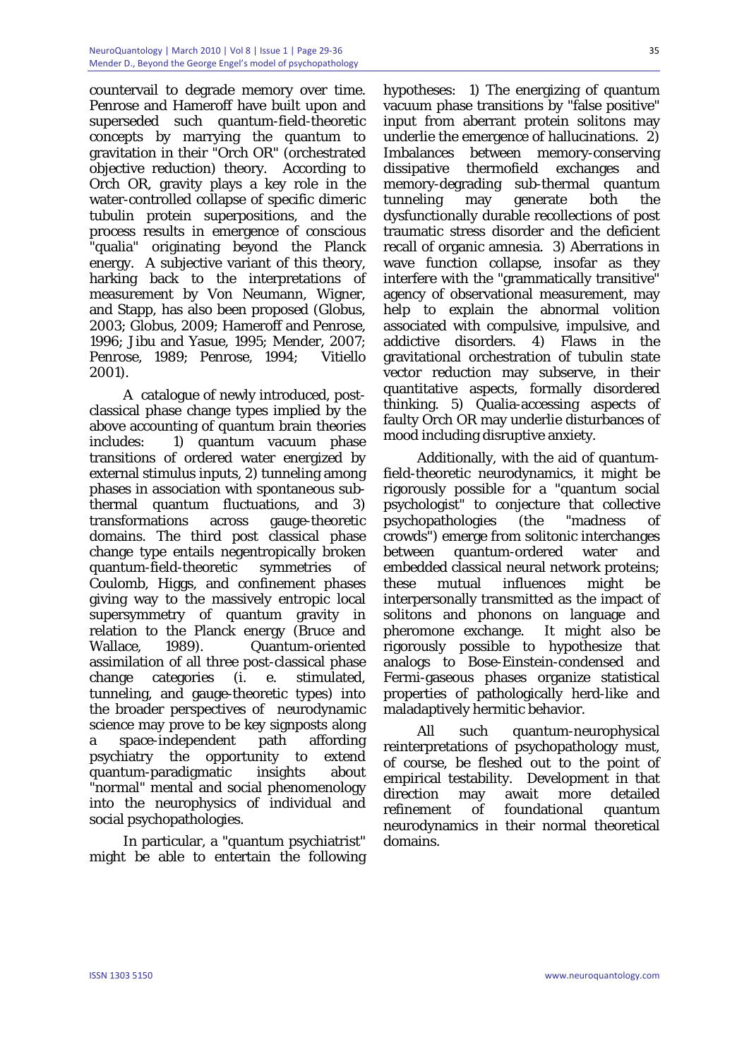countervail to degrade memory over time. Penrose and Hameroff have built upon and superseded such quantum-field-theoretic concepts by marrying the quantum to gravitation in their "Orch OR" (orchestrated objective reduction) theory. According to Orch OR, gravity plays a key role in the water-controlled collapse of specific dimeric tubulin protein superpositions, and the process results in emergence of conscious "qualia" originating beyond the Planck energy. A subjective variant of this theory, harking back to the interpretations of measurement by Von Neumann, Wigner, and Stapp, has also been proposed (Globus, 2003; Globus, 2009; Hameroff and Penrose, 1996; Jibu and Yasue, 1995; Mender, 2007; Penrose, 1989; Penrose, 1994; Vitiello 2001).

A catalogue of newly introduced, post-classical phase change types implied by the above accounting of quantum brain theories includes: 1) quantum vacuum phase transitions of ordered water energized by external stimulus inputs, 2) tunneling among phases in association with spontaneous sub-thermal quantum fluctuations, and 3) transformations across gauge-theoretic domains. The third post classical phase change type entails negentropically broken quantum-field-theoretic symmetries of Coulomb, Higgs, and confinement phases giving way to the massively entropic local supersymmetry of quantum gravity in relation to the Planck energy (Bruce and Wallace, 1989). Quantum-oriented assimilation of all three post-classical phase change categories (i. e. stimulated, tunneling, and gauge-theoretic types) into the broader perspectives of neurodynamic science may prove to be key signposts along a space-independent path affording psychiatry the opportunity to extend quantum-paradigmatic insights about "normal" mental and social phenomenology into the neurophysics of individual and social psychopathologies.

In particular, a "quantum psychiatrist" might be able to entertain the following hypotheses: 1) The energizing of quantum vacuum phase transitions by "false positive" input from aberrant protein solitons may underlie the emergence of hallucinations. 2) Imbalances between memory-conserving dissipative thermofield exchanges and memory-degrading sub-thermal quantum tunneling may generate both the dysfunctionally durable recollections of post traumatic stress disorder and the deficient recall of organic amnesia. 3) Aberrations in wave function collapse, insofar as they interfere with the "grammatically transitive" agency of observational measurement, may help to explain the abnormal volition associated with compulsive, impulsive, and addictive disorders. 4) Flaws in the gravitational orchestration of tubulin state vector reduction may subserve, in their quantitative aspects, formally disordered thinking. 5) Qualia-accessing aspects of faulty Orch OR may underlie disturbances of mood including disruptive anxiety.

Additionally, with the aid of quantum-field-theoretic neurodynamics, it might be rigorously possible for a "quantum social psychologist" to conjecture that collective psychopathologies (the "madness of crowds") emerge from solitonic interchanges between quantum-ordered water and embedded classical neural network proteins; these mutual influences might be interpersonally transmitted as the impact of solitons and phonons on language and pheromone exchange. It might also be rigorously possible to hypothesize that analogs to Bose-Einstein-condensed and Fermi-gaseous phases organize statistical properties of pathologically herd-like and maladaptively hermitic behavior.

All such quantum-neurophysical reinterpretations of psychopathology must, of course, be fleshed out to the point of empirical testability. Development in that direction may await more detailed refinement of foundational quantum neurodynamics in their normal theoretical domains.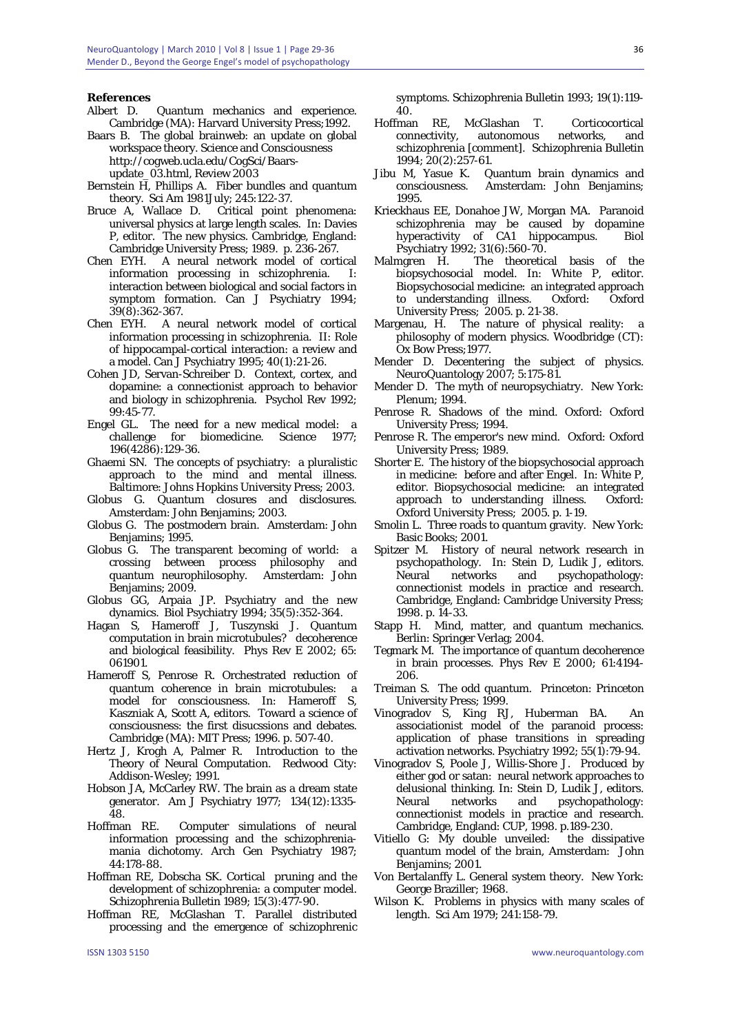## References

Albert D. Quantum mechanics and experience. Cambridge (MA): Harvard University Press;1992.

Baars B. The global brainweb: an update on global workspace theory. Science and Consciousness http://cogweb.ucla.edu/CogSci/Baars-update_03.html, Review 2003

Bernstein H, Phillips A. Fiber bundles and quantum theory. Sci Am 1981July; 245:122-37.

Bruce A, Wallace D. Critical point phenomena: universal physics at large length scales. In: Davies P, editor. The new physics. Cambridge, England: Cambridge University Press; 1989. p. 236-267.

Chen EYH. A neural network model of cortical information processing in schizophrenia. I: interaction between biological and social factors in symptom formation. Can J Psychiatry 1994; 39(8):362-367.

Chen EYH. A neural network model of cortical information processing in schizophrenia. II: Role of hippocampal-cortical interaction: a review and a model. Can J Psychiatry 1995; 40(1):21-26.

Cohen JD, Servan-Schreiber D. Context, cortex, and dopamine: a connectionist approach to behavior and biology in schizophrenia. Psychol Rev 1992; 99:45-77.

Engel GL. The need for a new medical model: a challenge for biomedicine. Science 1977; 196(4286):129-36.

Ghaemi SN. The concepts of psychiatry: a pluralistic approach to the mind and mental illness. Baltimore: Johns Hopkins University Press; 2003.

Globus G. Quantum closures and disclosures. Amsterdam: John Benjamins; 2003.

Globus G. The postmodern brain. Amsterdam: John Benjamins; 1995.

Globus G. The transparent becoming of world: a crossing between process philosophy and quantum neurophilosophy. Amsterdam: John Benjamins; 2009.

Globus GG, Arpaia JP. Psychiatry and the new dynamics. Biol Psychiatry 1994; 35(5):352-364.

Hagan S, Hameroff J, Tuszynski J. Quantum computation in brain microtubules? decoherence and biological feasibility. Phys Rev E 2002; 65: 061901.

Hameroff S, Penrose R. Orchestrated reduction of quantum coherence in brain microtubules: a model for consciousness. In: Hameroff S, Kaszniak A, Scott A, editors. Toward a science of consciousness: the first disucssions and debates. Cambridge (MA): MIT Press; 1996. p. 507-40.

Hertz J, Krogh A, Palmer R. Introduction to the Theory of Neural Computation. Redwood City: Addison-Wesley; 1991.

Hobson JA, McCarley RW. The brain as a dream state generator. Am J Psychiatry 1977; 134(12):1335-48.

Hoffman RE. Computer simulations of neural information processing and the schizophrenia-mania dichotomy. Arch Gen Psychiatry 1987; 44:178-88.

Hoffman RE, Dobscha SK. Cortical pruning and the development of schizophrenia: a computer model. Schizophrenia Bulletin 1989; 15(3):477-90.

Hoffman RE, McGlashan T. Parallel distributed processing and the emergence of schizophrenic symptoms. Schizophrenia Bulletin 1993; 19(1):119-40.

Hoffman RE, McGlashan T. Corticocortical connectivity, autonomous networks, and schizophrenia [comment]. Schizophrenia Bulletin 1994; 20(2):257-61.

Jibu M, Yasue K. Quantum brain dynamics and consciousness. Amsterdam: John Benjamins; 1995.

Krieckhaus EE, Donahoe JW, Morgan MA. Paranoid schizophrenia may be caused by dopamine hyperactivity of CA1 hippocampus. Biol Psychiatry 1992; 31(6):560-70.

Malmgren H. The theoretical basis of the biopsychosocial model. In: White P, editor. Biopsychosocial medicine: an integrated approach to understanding illness. Oxford: Oxford University Press; 2005. p. 21-38.

Margenau, H. The nature of physical reality: a philosophy of modern physics. Woodbridge (CT): Ox Bow Press;1977.

Mender D. Decentering the subject of physics. NeuroQuantology 2007; 5:175-81.

Mender D. The myth of neuropsychiatry. New York: Plenum; 1994.

Penrose R. Shadows of the mind. Oxford: Oxford University Press; 1994.

Penrose R. The emperor's new mind. Oxford: Oxford University Press; 1989.

Shorter E. The history of the biopsychosocial approach in medicine: before and after Engel. In: White P, editor. Biopsychosocial medicine: an integrated approach to understanding illness. Oxford: Oxford University Press; 2005. p. 1-19.

Smolin L. Three roads to quantum gravity. New York: Basic Books; 2001.

Spitzer M. History of neural network research in psychopathology. In: Stein D, Ludik J, editors. Neural networks and psychopathology: connectionist models in practice and research. Cambridge, England: Cambridge University Press; 1998. p. 14-33.

Stapp H. Mind, matter, and quantum mechanics. Berlin: Springer Verlag; 2004.

Tegmark M. The importance of quantum decoherence in brain processes. Phys Rev E 2000; 61:4194-206.

Treiman S. The odd quantum. Princeton: Princeton University Press; 1999.

Vinogradov S, King RJ, Huberman BA. An associationist model of the paranoid process: application of phase transitions in spreading activation networks. Psychiatry 1992; 55(1):79-94.

Vinogradov S, Poole J, Willis-Shore J. Produced by either god or satan: neural network approaches to delusional thinking. In: Stein D, Ludik J, editors. Neural networks and psychopathology: connectionist models in practice and research. Cambridge, England: CUP, 1998. p.189-230.

Vitiello G: My double unveiled: the dissipative quantum model of the brain, Amsterdam: John Benjamins; 2001.

Von Bertalanffy L. General system theory. New York: George Braziller; 1968.

Wilson K. Problems in physics with many scales of length. Sci Am 1979; 241:158-79.